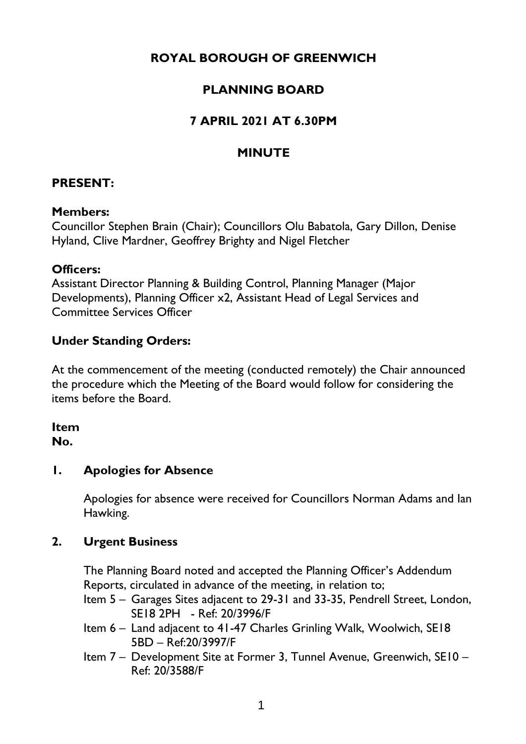# ROYAL BOROUGH OF GREENWICH

## PLANNING BOARD

## 7 APRIL 2021 AT 6.30PM

## MINUTE

**PRESENT:**

**Members:**
Councillor Stephen Brain (Chair); Councillors Olu Babatola, Gary Dillon, Denise Hyland, Clive Mardner, Geoffrey Brighty and Nigel Fletcher

**Officers:**
Assistant Director Planning & Building Control, Planning Manager (Major Developments), Planning Officer x2, Assistant Head of Legal Services and Committee Services Officer

**Under Standing Orders:**

At the commencement of the meeting (conducted remotely) the Chair announced the procedure which the Meeting of the Board would follow for considering the items before the Board.

**Item No.**

**1. Apologies for Absence**

Apologies for absence were received for Councillors Norman Adams and Ian Hawking.

**2. Urgent Business**

The Planning Board noted and accepted the Planning Officer's Addendum Reports, circulated in advance of the meeting, in relation to;

Item 5 – Garages Sites adjacent to 29-31 and 33-35, Pendrell Street, London, SE18 2PH - Ref: 20/3996/F

Item 6 – Land adjacent to 41-47 Charles Grinling Walk, Woolwich, SE18 5BD – Ref:20/3997/F

Item 7 – Development Site at Former 3, Tunnel Avenue, Greenwich, SE10 – Ref: 20/3588/F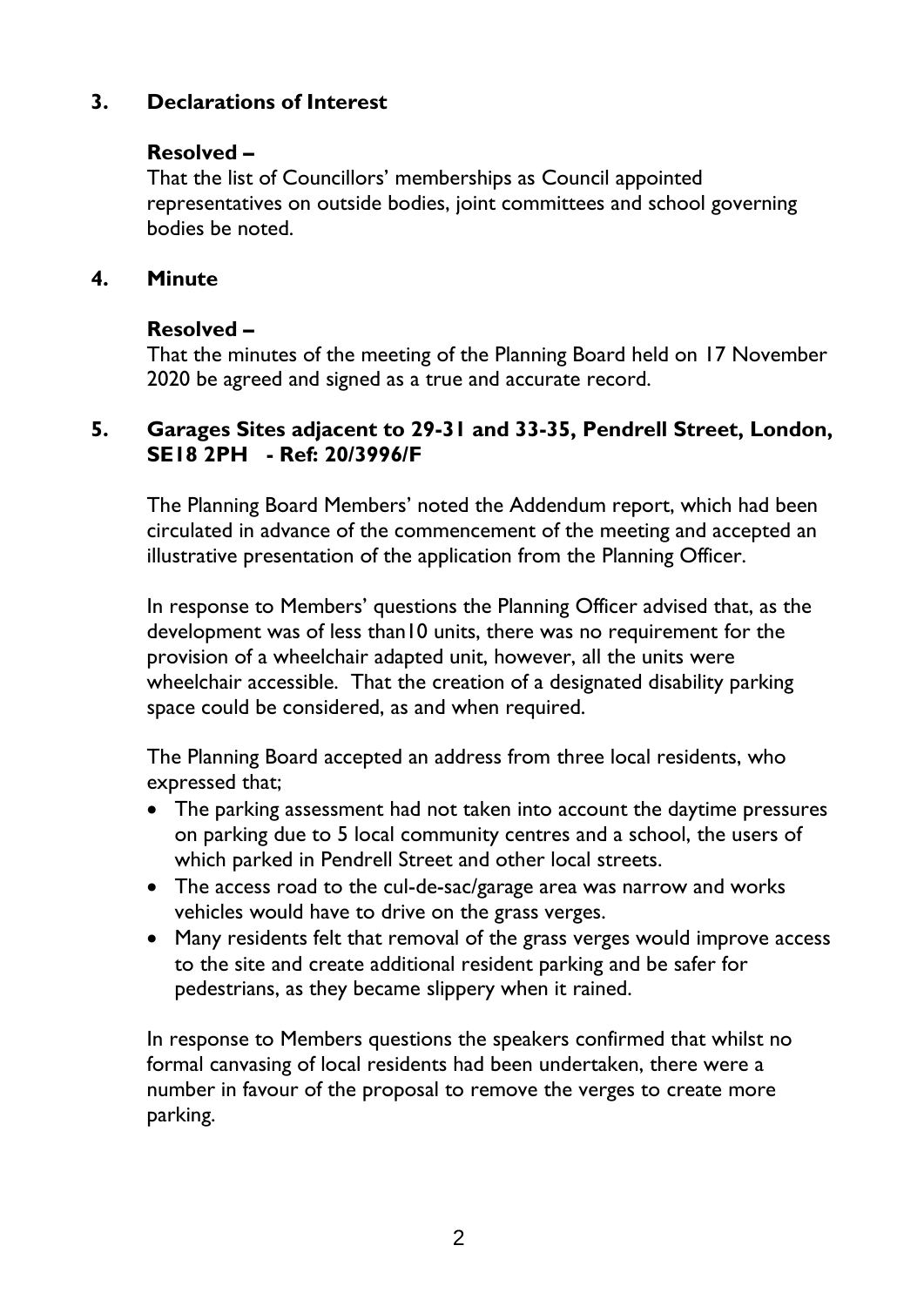## 3. Declarations of Interest

**Resolved –**

That the list of Councillors' memberships as Council appointed representatives on outside bodies, joint committees and school governing bodies be noted.

## 4. Minute

**Resolved –**

That the minutes of the meeting of the Planning Board held on 17 November 2020 be agreed and signed as a true and accurate record.

## 5. Garages Sites adjacent to 29-31 and 33-35, Pendrell Street, London, SE18 2PH - Ref: 20/3996/F

The Planning Board Members' noted the Addendum report, which had been circulated in advance of the commencement of the meeting and accepted an illustrative presentation of the application from the Planning Officer.

In response to Members' questions the Planning Officer advised that, as the development was of less than10 units, there was no requirement for the provision of a wheelchair adapted unit, however, all the units were wheelchair accessible. That the creation of a designated disability parking space could be considered, as and when required.

The Planning Board accepted an address from three local residents, who expressed that;

- The parking assessment had not taken into account the daytime pressures on parking due to 5 local community centres and a school, the users of which parked in Pendrell Street and other local streets.
- The access road to the cul-de-sac/garage area was narrow and works vehicles would have to drive on the grass verges.
- Many residents felt that removal of the grass verges would improve access to the site and create additional resident parking and be safer for pedestrians, as they became slippery when it rained.

In response to Members questions the speakers confirmed that whilst no formal canvasing of local residents had been undertaken, there were a number in favour of the proposal to remove the verges to create more parking.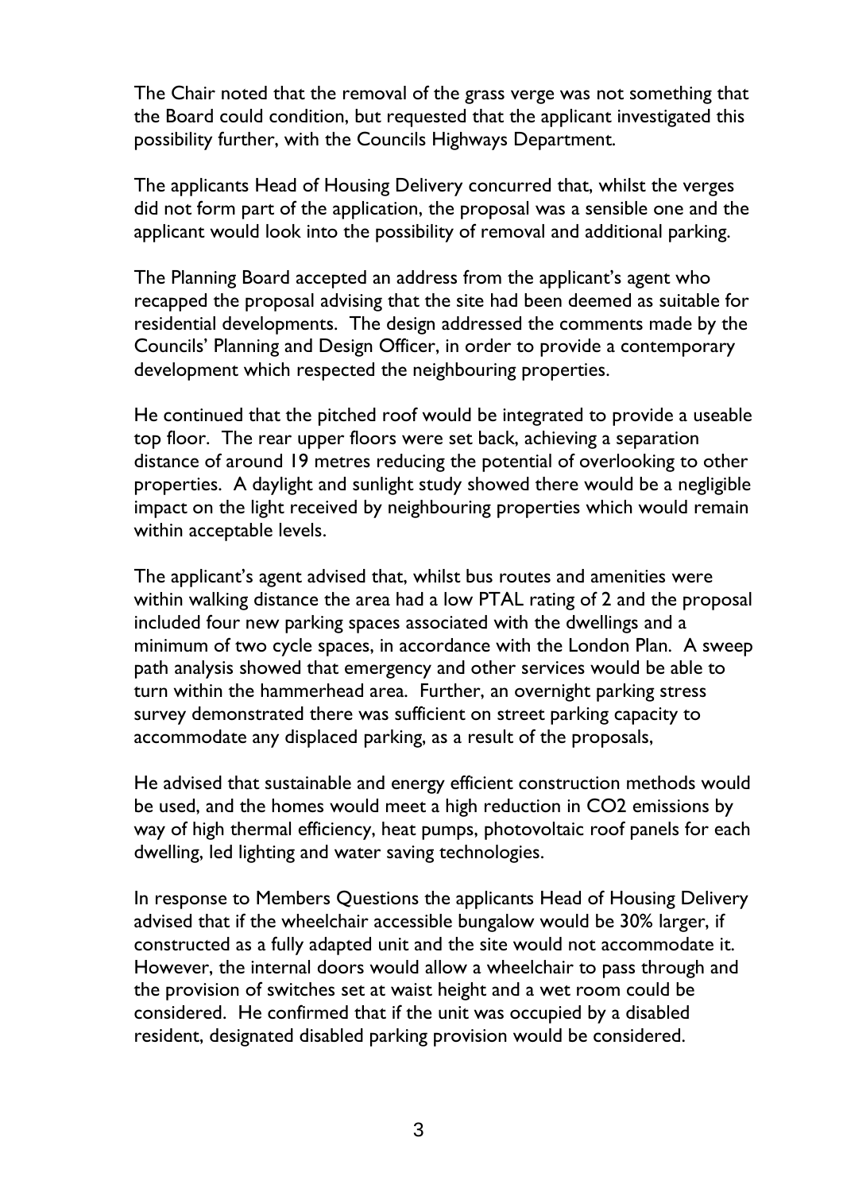The Chair noted that the removal of the grass verge was not something that the Board could condition, but requested that the applicant investigated this possibility further, with the Councils Highways Department.

The applicants Head of Housing Delivery concurred that, whilst the verges did not form part of the application, the proposal was a sensible one and the applicant would look into the possibility of removal and additional parking.

The Planning Board accepted an address from the applicant's agent who recapped the proposal advising that the site had been deemed as suitable for residential developments. The design addressed the comments made by the Councils' Planning and Design Officer, in order to provide a contemporary development which respected the neighbouring properties.

He continued that the pitched roof would be integrated to provide a useable top floor. The rear upper floors were set back, achieving a separation distance of around 19 metres reducing the potential of overlooking to other properties. A daylight and sunlight study showed there would be a negligible impact on the light received by neighbouring properties which would remain within acceptable levels.

The applicant's agent advised that, whilst bus routes and amenities were within walking distance the area had a low PTAL rating of 2 and the proposal included four new parking spaces associated with the dwellings and a minimum of two cycle spaces, in accordance with the London Plan. A sweep path analysis showed that emergency and other services would be able to turn within the hammerhead area. Further, an overnight parking stress survey demonstrated there was sufficient on street parking capacity to accommodate any displaced parking, as a result of the proposals,

He advised that sustainable and energy efficient construction methods would be used, and the homes would meet a high reduction in $CO_2$ emissions by way of high thermal efficiency, heat pumps, photovoltaic roof panels for each dwelling, led lighting and water saving technologies.

In response to Members Questions the applicants Head of Housing Delivery advised that if the wheelchair accessible bungalow would be 30% larger, if constructed as a fully adapted unit and the site would not accommodate it. However, the internal doors would allow a wheelchair to pass through and the provision of switches set at waist height and a wet room could be considered. He confirmed that if the unit was occupied by a disabled resident, designated disabled parking provision would be considered.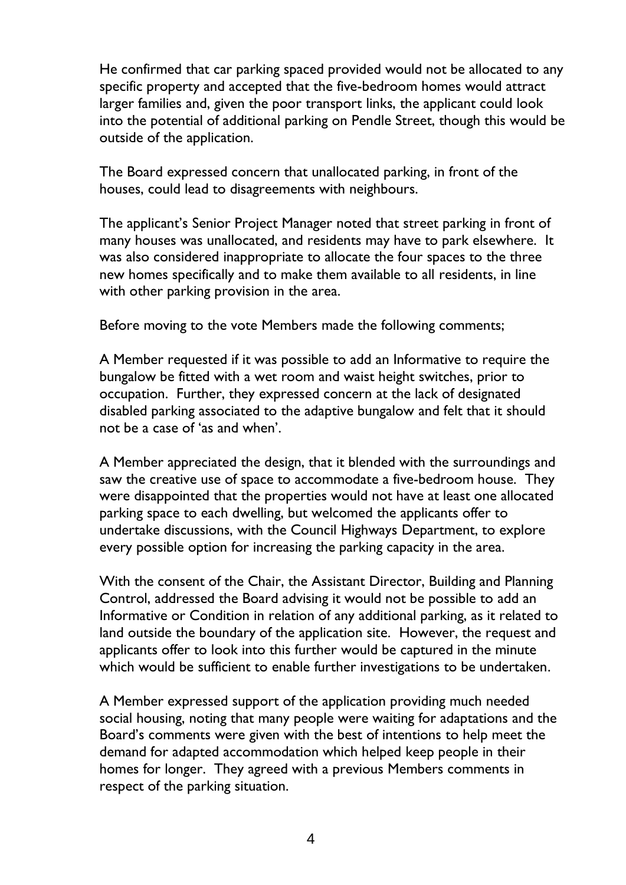He confirmed that car parking spaced provided would not be allocated to any specific property and accepted that the five-bedroom homes would attract larger families and, given the poor transport links, the applicant could look into the potential of additional parking on Pendle Street, though this would be outside of the application.

The Board expressed concern that unallocated parking, in front of the houses, could lead to disagreements with neighbours.

The applicant's Senior Project Manager noted that street parking in front of many houses was unallocated, and residents may have to park elsewhere. It was also considered inappropriate to allocate the four spaces to the three new homes specifically and to make them available to all residents, in line with other parking provision in the area.

Before moving to the vote Members made the following comments;

A Member requested if it was possible to add an Informative to require the bungalow be fitted with a wet room and waist height switches, prior to occupation. Further, they expressed concern at the lack of designated disabled parking associated to the adaptive bungalow and felt that it should not be a case of 'as and when'.

A Member appreciated the design, that it blended with the surroundings and saw the creative use of space to accommodate a five-bedroom house. They were disappointed that the properties would not have at least one allocated parking space to each dwelling, but welcomed the applicants offer to undertake discussions, with the Council Highways Department, to explore every possible option for increasing the parking capacity in the area.

With the consent of the Chair, the Assistant Director, Building and Planning Control, addressed the Board advising it would not be possible to add an Informative or Condition in relation of any additional parking, as it related to land outside the boundary of the application site. However, the request and applicants offer to look into this further would be captured in the minute which would be sufficient to enable further investigations to be undertaken.

A Member expressed support of the application providing much needed social housing, noting that many people were waiting for adaptations and the Board's comments were given with the best of intentions to help meet the demand for adapted accommodation which helped keep people in their homes for longer. They agreed with a previous Members comments in respect of the parking situation.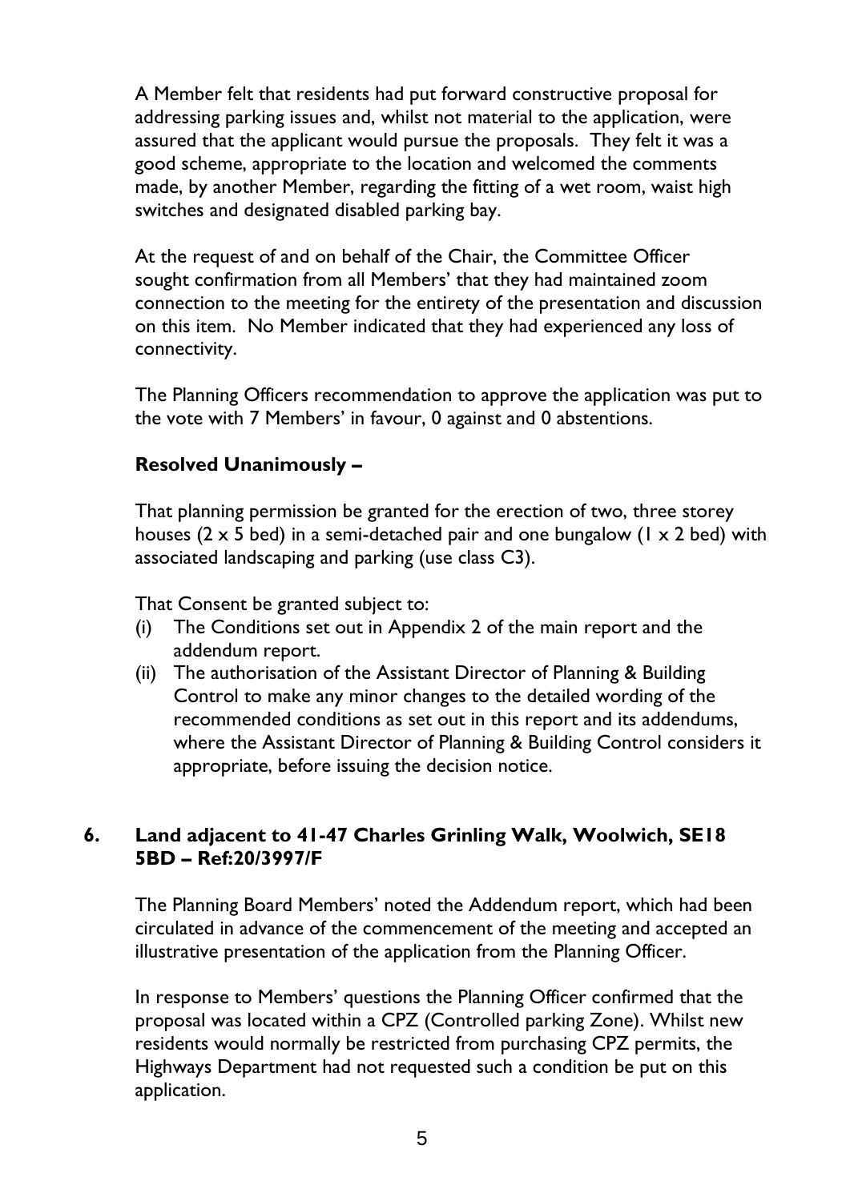A Member felt that residents had put forward constructive proposal for addressing parking issues and, whilst not material to the application, were assured that the applicant would pursue the proposals. They felt it was a good scheme, appropriate to the location and welcomed the comments made, by another Member, regarding the fitting of a wet room, waist high switches and designated disabled parking bay.

At the request of and on behalf of the Chair, the Committee Officer sought confirmation from all Members' that they had maintained zoom connection to the meeting for the entirety of the presentation and discussion on this item. No Member indicated that they had experienced any loss of connectivity.

The Planning Officers recommendation to approve the application was put to the vote with 7 Members' in favour, 0 against and 0 abstentions.

**Resolved Unanimously –**

That planning permission be granted for the erection of two, three storey houses (2 x 5 bed) in a semi-detached pair and one bungalow (1 x 2 bed) with associated landscaping and parking (use class C3).

That Consent be granted subject to:

(i) The Conditions set out in Appendix 2 of the main report and the addendum report.
(ii) The authorisation of the Assistant Director of Planning & Building Control to make any minor changes to the detailed wording of the recommended conditions as set out in this report and its addendums, where the Assistant Director of Planning & Building Control considers it appropriate, before issuing the decision notice.

### 6. Land adjacent to 41-47 Charles Grinling Walk, Woolwich, SE18 5BD – Ref:20/3997/F

The Planning Board Members' noted the Addendum report, which had been circulated in advance of the commencement of the meeting and accepted an illustrative presentation of the application from the Planning Officer.

In response to Members' questions the Planning Officer confirmed that the proposal was located within a CPZ (Controlled parking Zone). Whilst new residents would normally be restricted from purchasing CPZ permits, the Highways Department had not requested such a condition be put on this application.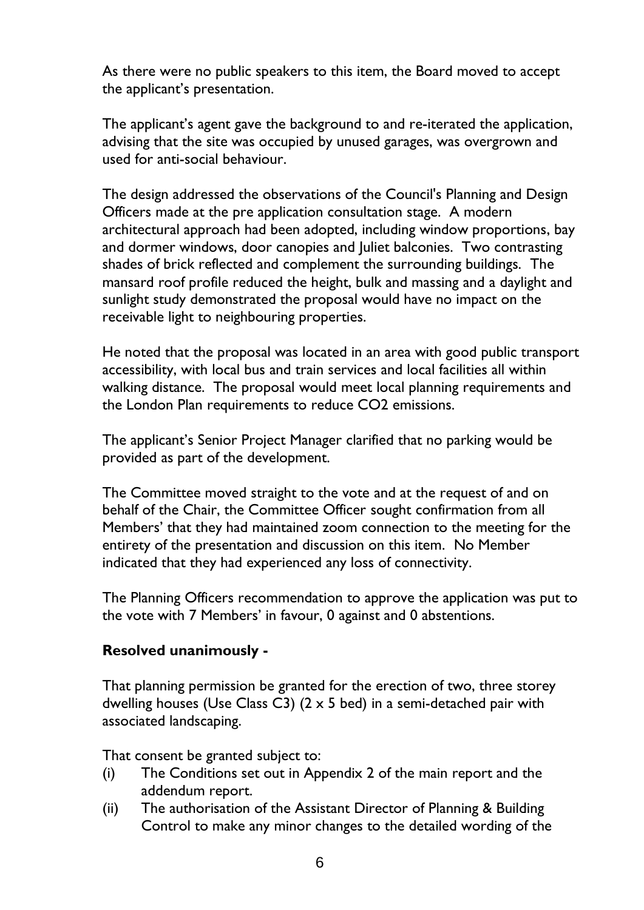As there were no public speakers to this item, the Board moved to accept the applicant's presentation.

The applicant's agent gave the background to and re-iterated the application, advising that the site was occupied by unused garages, was overgrown and used for anti-social behaviour.

The design addressed the observations of the Council's Planning and Design Officers made at the pre application consultation stage. A modern architectural approach had been adopted, including window proportions, bay and dormer windows, door canopies and Juliet balconies. Two contrasting shades of brick reflected and complement the surrounding buildings. The mansard roof profile reduced the height, bulk and massing and a daylight and sunlight study demonstrated the proposal would have no impact on the receivable light to neighbouring properties.

He noted that the proposal was located in an area with good public transport accessibility, with local bus and train services and local facilities all within walking distance. The proposal would meet local planning requirements and the London Plan requirements to reduce $CO_2$ emissions.

The applicant's Senior Project Manager clarified that no parking would be provided as part of the development.

The Committee moved straight to the vote and at the request of and on behalf of the Chair, the Committee Officer sought confirmation from all Members' that they had maintained zoom connection to the meeting for the entirety of the presentation and discussion on this item. No Member indicated that they had experienced any loss of connectivity.

The Planning Officers recommendation to approve the application was put to the vote with 7 Members' in favour, 0 against and 0 abstentions.

**Resolved unanimously -**

That planning permission be granted for the erection of two, three storey dwelling houses (Use Class C3) (2 x 5 bed) in a semi-detached pair with associated landscaping.

That consent be granted subject to:

(i) The Conditions set out in Appendix 2 of the main report and the addendum report.

(ii) The authorisation of the Assistant Director of Planning & Building Control to make any minor changes to the detailed wording of the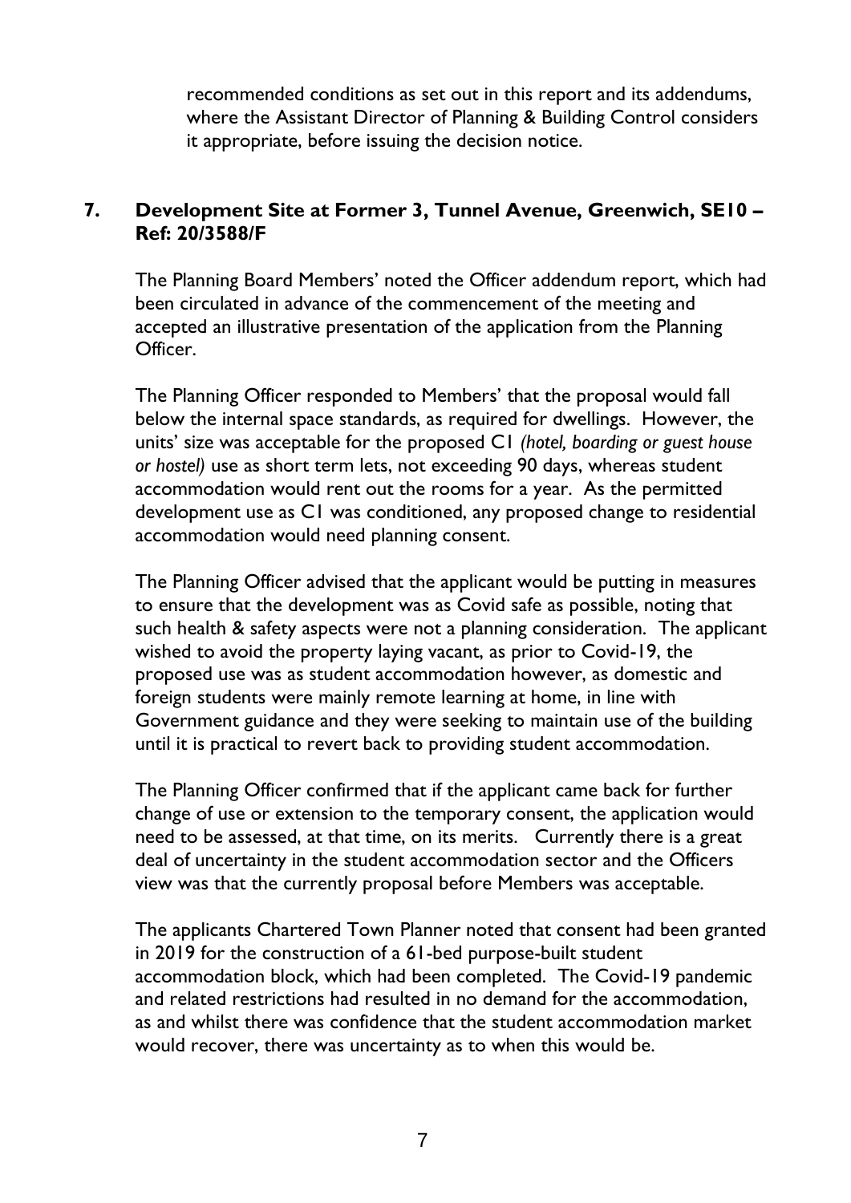recommended conditions as set out in this report and its addendums, where the Assistant Director of Planning & Building Control considers it appropriate, before issuing the decision notice.

**7. Development Site at Former 3, Tunnel Avenue, Greenwich, SE10 – Ref: 20/3588/F**

The Planning Board Members' noted the Officer addendum report, which had been circulated in advance of the commencement of the meeting and accepted an illustrative presentation of the application from the Planning Officer.

The Planning Officer responded to Members' that the proposal would fall below the internal space standards, as required for dwellings. However, the units' size was acceptable for the proposed C1 *(hotel, boarding or guest house or hostel)* use as short term lets, not exceeding 90 days, whereas student accommodation would rent out the rooms for a year. As the permitted development use as C1 was conditioned, any proposed change to residential accommodation would need planning consent.

The Planning Officer advised that the applicant would be putting in measures to ensure that the development was as Covid safe as possible, noting that such health & safety aspects were not a planning consideration. The applicant wished to avoid the property laying vacant, as prior to Covid-19, the proposed use was as student accommodation however, as domestic and foreign students were mainly remote learning at home, in line with Government guidance and they were seeking to maintain use of the building until it is practical to revert back to providing student accommodation.

The Planning Officer confirmed that if the applicant came back for further change of use or extension to the temporary consent, the application would need to be assessed, at that time, on its merits. Currently there is a great deal of uncertainty in the student accommodation sector and the Officers view was that the currently proposal before Members was acceptable.

The applicants Chartered Town Planner noted that consent had been granted in 2019 for the construction of a 61-bed purpose-built student accommodation block, which had been completed. The Covid-19 pandemic and related restrictions had resulted in no demand for the accommodation, as and whilst there was confidence that the student accommodation market would recover, there was uncertainty as to when this would be.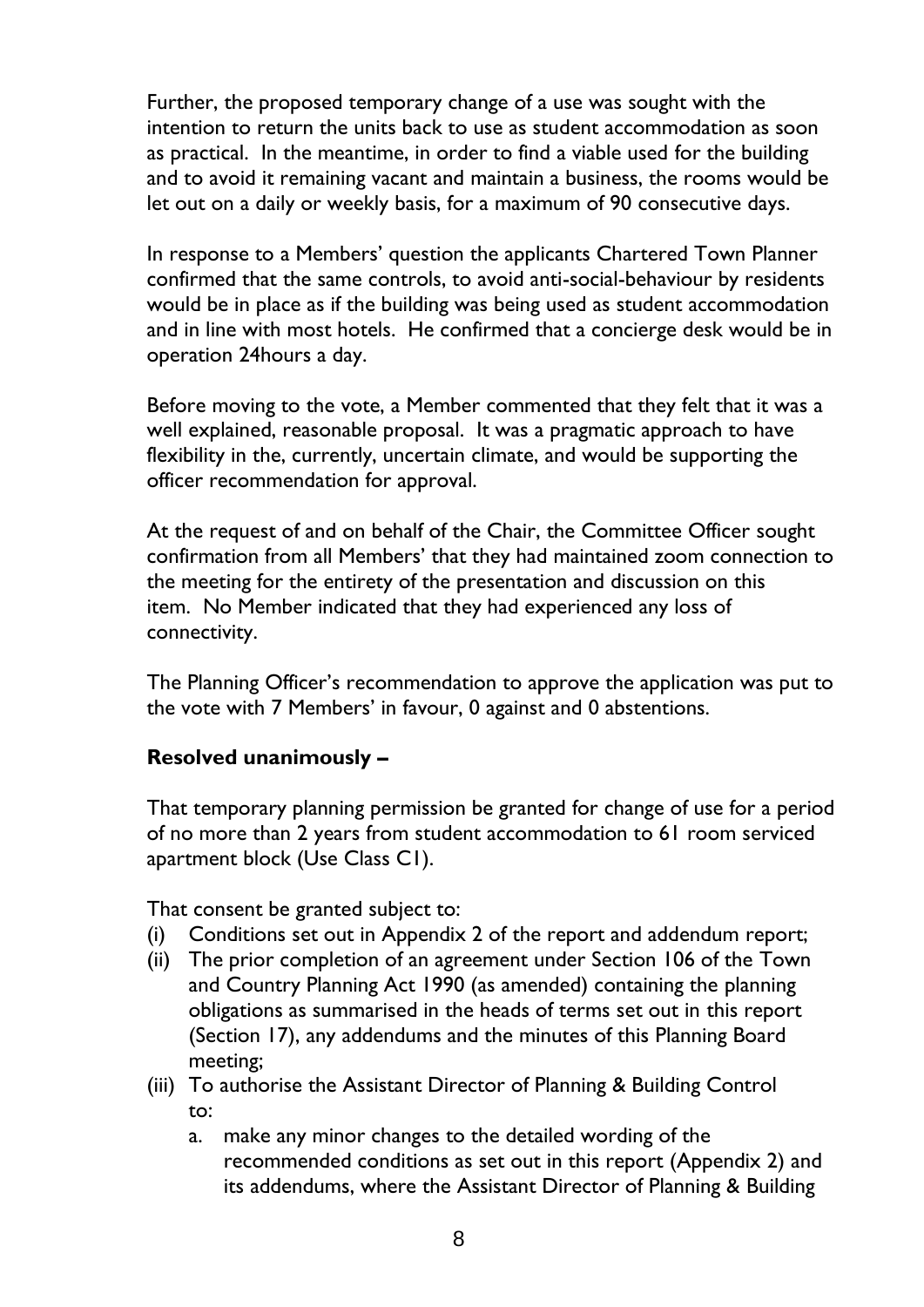Further, the proposed temporary change of a use was sought with the intention to return the units back to use as student accommodation as soon as practical. In the meantime, in order to find a viable used for the building and to avoid it remaining vacant and maintain a business, the rooms would be let out on a daily or weekly basis, for a maximum of 90 consecutive days.

In response to a Members' question the applicants Chartered Town Planner confirmed that the same controls, to avoid anti-social-behaviour by residents would be in place as if the building was being used as student accommodation and in line with most hotels. He confirmed that a concierge desk would be in operation 24hours a day.

Before moving to the vote, a Member commented that they felt that it was a well explained, reasonable proposal. It was a pragmatic approach to have flexibility in the, currently, uncertain climate, and would be supporting the officer recommendation for approval.

At the request of and on behalf of the Chair, the Committee Officer sought confirmation from all Members' that they had maintained zoom connection to the meeting for the entirety of the presentation and discussion on this item. No Member indicated that they had experienced any loss of connectivity.

The Planning Officer's recommendation to approve the application was put to the vote with 7 Members' in favour, 0 against and 0 abstentions.

**Resolved unanimously –**

That temporary planning permission be granted for change of use for a period of no more than 2 years from student accommodation to 61 room serviced apartment block (Use Class C1).

That consent be granted subject to:

(i) Conditions set out in Appendix 2 of the report and addendum report;
(ii) The prior completion of an agreement under Section 106 of the Town and Country Planning Act 1990 (as amended) containing the planning obligations as summarised in the heads of terms set out in this report (Section 17), any addendums and the minutes of this Planning Board meeting;
(iii) To authorise the Assistant Director of Planning & Building Control to:
    a. make any minor changes to the detailed wording of the recommended conditions as set out in this report (Appendix 2) and its addendums, where the Assistant Director of Planning & Building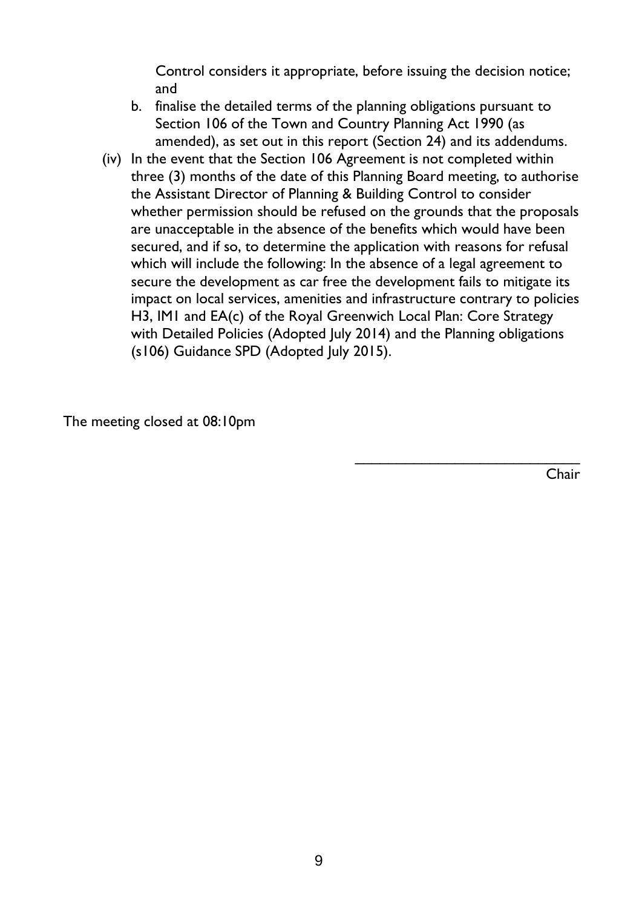Control considers it appropriate, before issuing the decision notice; and

b. finalise the detailed terms of the planning obligations pursuant to Section 106 of the Town and Country Planning Act 1990 (as amended), as set out in this report (Section 24) and its addendums.

(iv) In the event that the Section 106 Agreement is not completed within three (3) months of the date of this Planning Board meeting, to authorise the Assistant Director of Planning & Building Control to consider whether permission should be refused on the grounds that the proposals are unacceptable in the absence of the benefits which would have been secured, and if so, to determine the application with reasons for refusal which will include the following: In the absence of a legal agreement to secure the development as car free the development fails to mitigate its impact on local services, amenities and infrastructure contrary to policies H3, IM1 and EA(c) of the Royal Greenwich Local Plan: Core Strategy with Detailed Policies (Adopted July 2014) and the Planning obligations (s106) Guidance SPD (Adopted July 2015).

The meeting closed at 08:10pm

\_\_\_\_\_\_\_\_\_\_\_\_\_\_\_\_\_\_\_\_\_\_\_\_\_\_\_\_

Chair